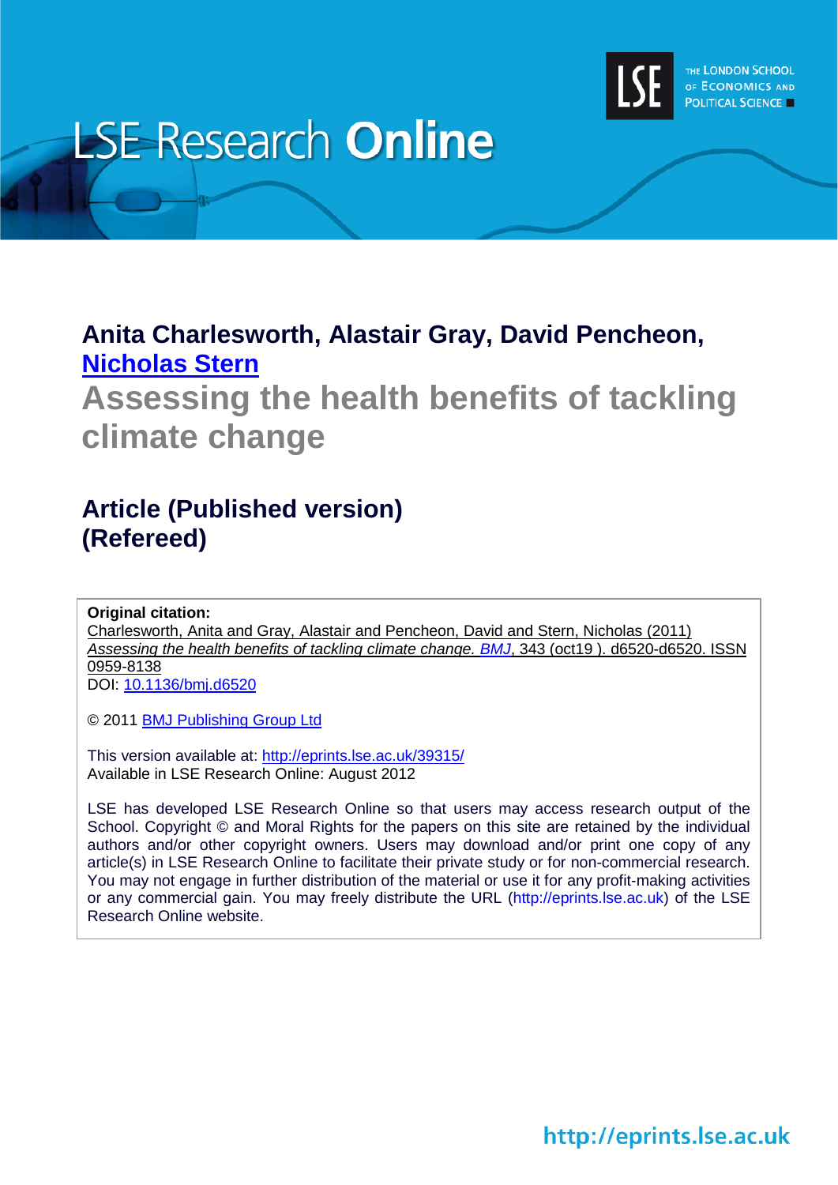# LSE Research Online

THE LONDON SCHOOL OF ECONOMICS AND POLITICAL SCIENCE

**Anita Charlesworth, Alastair Gray, David Pencheon, Nicholas Stern**

# Assessing the health benefits of tackling climate change

## Article (Published version)
## (Refereed)

**Original citation:**
Charlesworth, Anita and Gray, Alastair and Pencheon, David and Stern, Nicholas (2011) *Assessing the health benefits of tackling climate change. BMJ*, 343 (oct19 ). d6520-d6520. ISSN 0959-8138
DOI: 10.1136/bmj.d6520

© 2011 BMJ Publishing Group Ltd

This version available at: http://eprints.lse.ac.uk/39315/
Available in LSE Research Online: August 2012

LSE has developed LSE Research Online so that users may access research output of the School. Copyright © and Moral Rights for the papers on this site are retained by the individual authors and/or other copyright owners. Users may download and/or print one copy of any article(s) in LSE Research Online to facilitate their private study or for non-commercial research. You may not engage in further distribution of the material or use it for any profit-making activities or any commercial gain. You may freely distribute the URL (http://eprints.lse.ac.uk) of the LSE Research Online website.

http://eprints.lse.ac.uk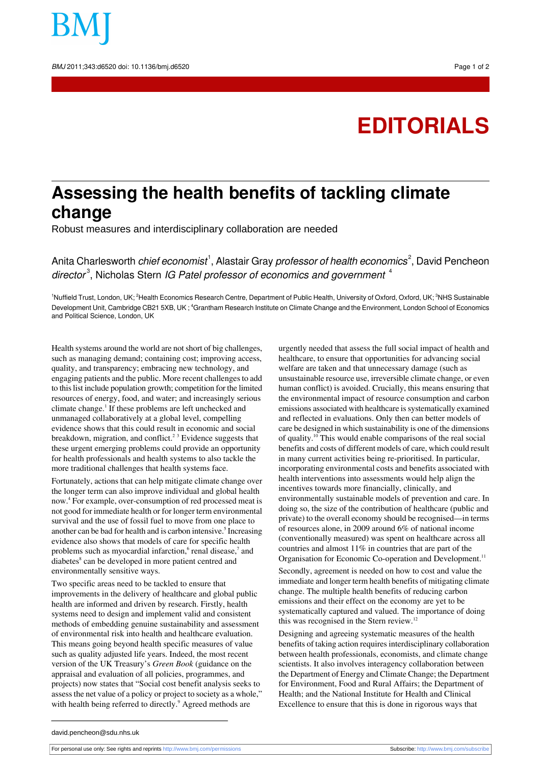# EDITORIALS

# Assessing the health benefits of tackling climate change

Robust measures and interdisciplinary collaboration are needed

Anita Charlesworth *chief economist*[1], Alastair Gray *professor of health economics*[2], David Pencheon *director*[3], Nicholas Stern *IG Patel professor of economics and government*[4]

[1]Nuffield Trust, London, UK; [2]Health Economics Research Centre, Department of Public Health, University of Oxford, Oxford, UK; [3]NHS Sustainable Development Unit, Cambridge CB21 5XB, UK ; [4]Grantham Research Institute on Climate Change and the Environment, London School of Economics and Political Science, London, UK

Health systems around the world are not short of big challenges, such as managing demand; containing cost; improving access, quality, and transparency; embracing new technology, and engaging patients and the public. More recent challenges to add to this list include population growth; competition for the limited resources of energy, food, and water; and increasingly serious climate change.[1] If these problems are left unchecked and unmanaged collaboratively at a global level, compelling evidence shows that this could result in economic and social breakdown, migration, and conflict.[2 3] Evidence suggests that these urgent emerging problems could provide an opportunity for health professionals and health systems to also tackle the more traditional challenges that health systems face.

Fortunately, actions that can help mitigate climate change over the longer term can also improve individual and global health now.[4] For example, over-consumption of red processed meat is not good for immediate health or for longer term environmental survival and the use of fossil fuel to move from one place to another can be bad for health and is carbon intensive.[5] Increasing evidence also shows that models of care for specific health problems such as myocardial infarction,[6] renal disease,[7] and diabetes[8] can be developed in more patient centred and environmentally sensitive ways.

Two specific areas need to be tackled to ensure that improvements in the delivery of healthcare and global public health are informed and driven by research. Firstly, health systems need to design and implement valid and consistent methods of embedding genuine sustainability and assessment of environmental risk into health and healthcare evaluation. This means going beyond health specific measures of value such as quality adjusted life years. Indeed, the most recent version of the UK Treasury's *Green Book* (guidance on the appraisal and evaluation of all policies, programmes, and projects) now states that "Social cost benefit analysis seeks to assess the net value of a policy or project to society as a whole," with health being referred to directly.[9] Agreed methods are urgently needed that assess the full social impact of health and healthcare, to ensure that opportunities for advancing social welfare are taken and that unnecessary damage (such as unsustainable resource use, irreversible climate change, or even human conflict) is avoided. Crucially, this means ensuring that the environmental impact of resource consumption and carbon emissions associated with healthcare is systematically examined and reflected in evaluations. Only then can better models of care be designed in which sustainability is one of the dimensions of quality.[10] This would enable comparisons of the real social benefits and costs of different models of care, which could result in many current activities being re-prioritised. In particular, incorporating environmental costs and benefits associated with health interventions into assessments would help align the incentives towards more financially, clinically, and environmentally sustainable models of prevention and care. In doing so, the size of the contribution of healthcare (public and private) to the overall economy should be recognised—in terms of resources alone, in 2009 around 6% of national income (conventionally measured) was spent on healthcare across all countries and almost 11% in countries that are part of the Organisation for Economic Co-operation and Development.[11]

Secondly, agreement is needed on how to cost and value the immediate and longer term health benefits of mitigating climate change. The multiple health benefits of reducing carbon emissions and their effect on the economy are yet to be systematically captured and valued. The importance of doing this was recognised in the Stern review.[12]

Designing and agreeing systematic measures of the health benefits of taking action requires interdisciplinary collaboration between health professionals, economists, and climate change scientists. It also involves interagency collaboration between the Department of Energy and Climate Change; the Department for Environment, Food and Rural Affairs; the Department of Health; and the National Institute for Health and Clinical Excellence to ensure that this is done in rigorous ways that

david.pencheon@sdu.nhs.uk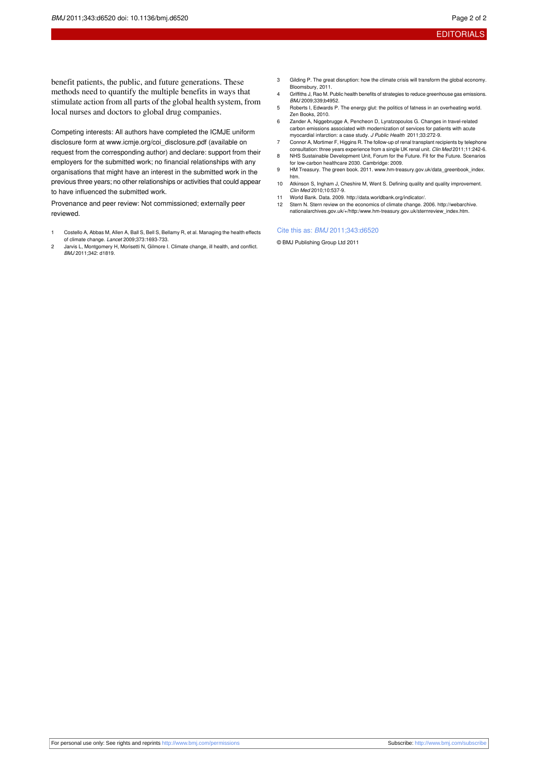benefit patients, the public, and future generations. These methods need to quantify the multiple benefits in ways that stimulate action from all parts of the global health system, from local nurses and doctors to global drug companies.

Competing interests: All authors have completed the ICMJE uniform disclosure form at www.icmje.org/coi_disclosure.pdf (available on request from the corresponding author) and declare: support from their employers for the submitted work; no financial relationships with any organisations that might have an interest in the submitted work in the previous three years; no other relationships or activities that could appear to have influenced the submitted work.

Provenance and peer review: Not commissioned; externally peer reviewed.

1. Costello A, Abbas M, Allen A, Ball S, Bell S, Bellamy R, et al. Managing the health effects of climate change. *Lancet* 2009;373:1693-733.
2. Jarvis L, Montgomery H, Morisetti N, Gilmore I. Climate change, ill health, and conflict. *BMJ* 2011;342: d1819.
3. Gilding P. The great disruption: how the climate crisis will transform the global economy. Bloomsbury, 2011.
4. Griffiths J, Rao M. Public health benefits of strategies to reduce greenhouse gas emissions. *BMJ* 2009;339;b4952.
5. Roberts I, Edwards P. The energy glut: the politics of fatness in an overheating world. Zen Books, 2010.
6. Zander A, Niggebrugge A, Pencheon D, Lyratzopoulos G. Changes in travel-related carbon emissions associated with modernization of services for patients with acute myocardial infarction: a case study. *J Public Health* 2011;33:272-9.
7. Connor A, Mortimer F, Higgins R. The follow-up of renal transplant recipients by telephone consultation: three years experience from a single UK renal unit. *Clin Med* 2011;11:242-6.
8. NHS Sustainable Development Unit, Forum for the Future. Fit for the Future. Scenarios for low-carbon healthcare 2030. Cambridge: 2009.
9. HM Treasury. The green book. 2011. www.hm-treasury.gov.uk/data_greenbook_index.htm.
10. Atkinson S, Ingham J, Cheshire M, Went S. Defining quality and quality improvement. *Clin Med* 2010;10:537-9.
11. World Bank. Data. 2009. http://data.worldbank.org/indicator/.
12. Stern N. Stern review on the economics of climate change. 2006. http://webarchive.nationalarchives.gov.uk/+/http:/www.hm-treasury.gov.uk/sternreview_index.htm.

Cite this as: *BMJ* 2011;343:d6520

© BMJ Publishing Group Ltd 2011